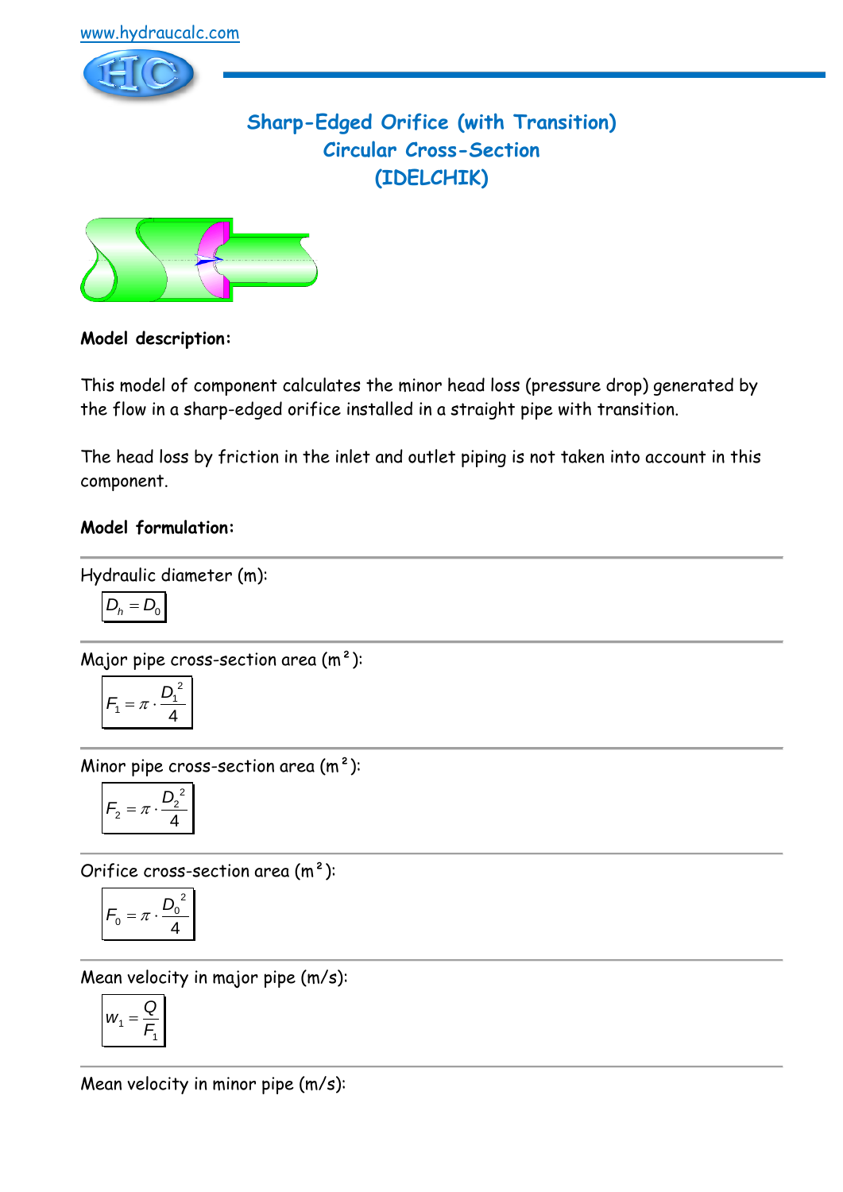www.hydraucalc.com

# Sharp-Edged Orifice (with Transition)
# Circular Cross-Section
# (IDELCHIK)

**Model description:**

This model of component calculates the minor head loss (pressure drop) generated by the flow in a sharp-edged orifice installed in a straight pipe with transition.

The head loss by friction in the inlet and outlet piping is not taken into account in this component.

**Model formulation:**

Hydraulic diameter (m):

$$D_h = D_0$$

Major pipe cross-section area (m²):

$$F_1 = \pi \cdot \frac{D_1^2}{4}$$

Minor pipe cross-section area (m²):

$$F_2 = \pi \cdot \frac{D_2^2}{4}$$

Orifice cross-section area (m²):

$$F_0 = \pi \cdot \frac{D_0^2}{4}$$

Mean velocity in major pipe (m/s):

$$w_1 = \frac{Q}{F_1}$$

Mean velocity in minor pipe (m/s):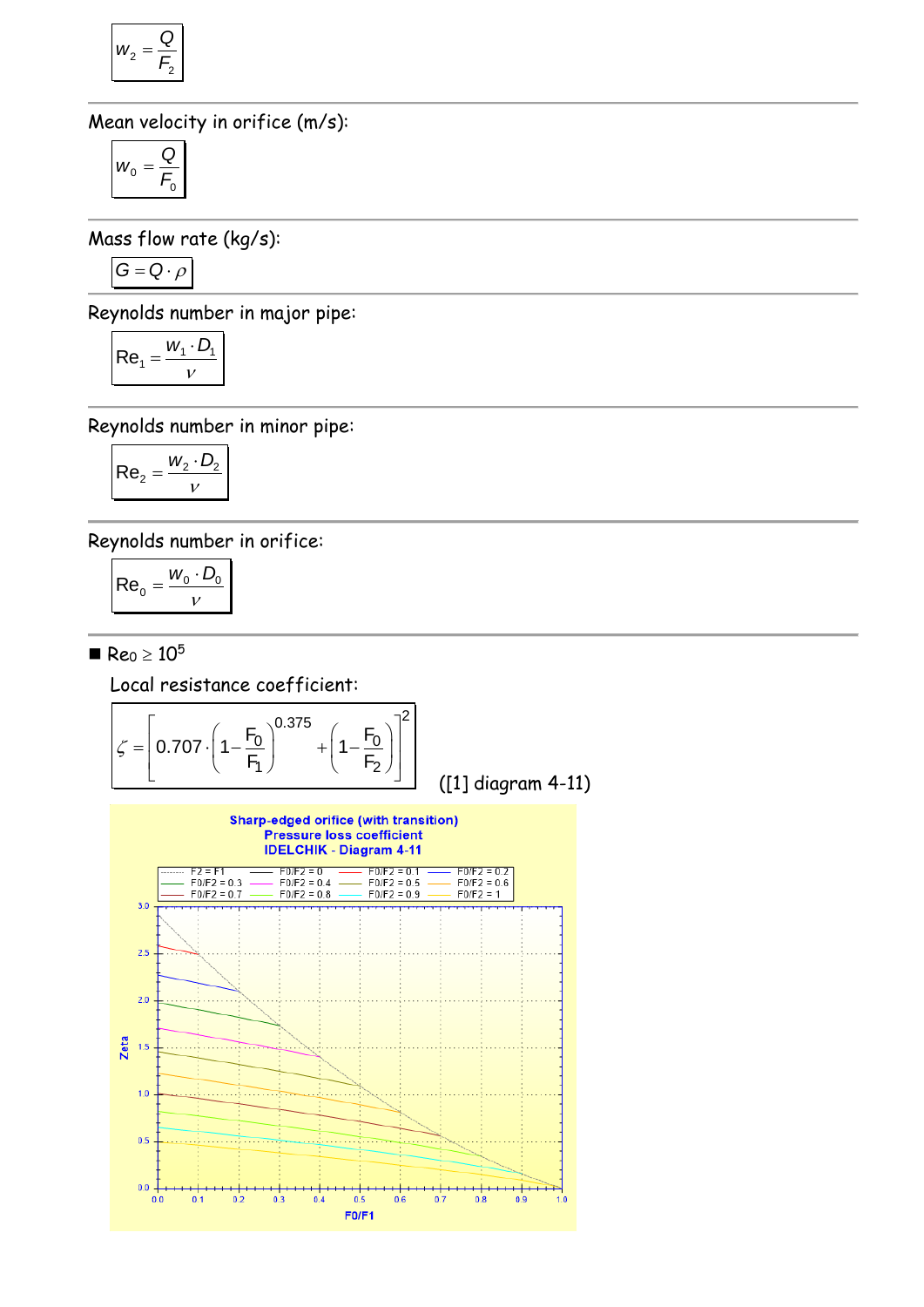$$w_2 = \frac{Q}{F_2}$$

Mean velocity in orifice (m/s):

$$w_0 = \frac{Q}{F_0}$$

Mass flow rate (kg/s):

$$G = Q \cdot \rho$$

Reynolds number in major pipe:

$$\mathrm{Re}_1 = \frac{w_1 \cdot D_1}{\nu}$$

Reynolds number in minor pipe:

$$\mathrm{Re}_2 = \frac{w_2 \cdot D_2}{\nu}$$

Reynolds number in orifice:

$$\mathrm{Re}_0 = \frac{w_0 \cdot D_0}{\nu}$$

■ $\mathrm{Re}_0 \geq 10^5$

Local resistance coefficient:

$$\zeta = \left[0.707 \cdot \left(1 - \frac{F_0}{F_1}\right)^{0.375} + \left(1 - \frac{F_0}{F_2}\right)\right]^2$$

([1] diagram 4-11)

Sharp-edged orifice (with transition)
Pressure loss coefficient
IDELCHIK - Diagram 4-11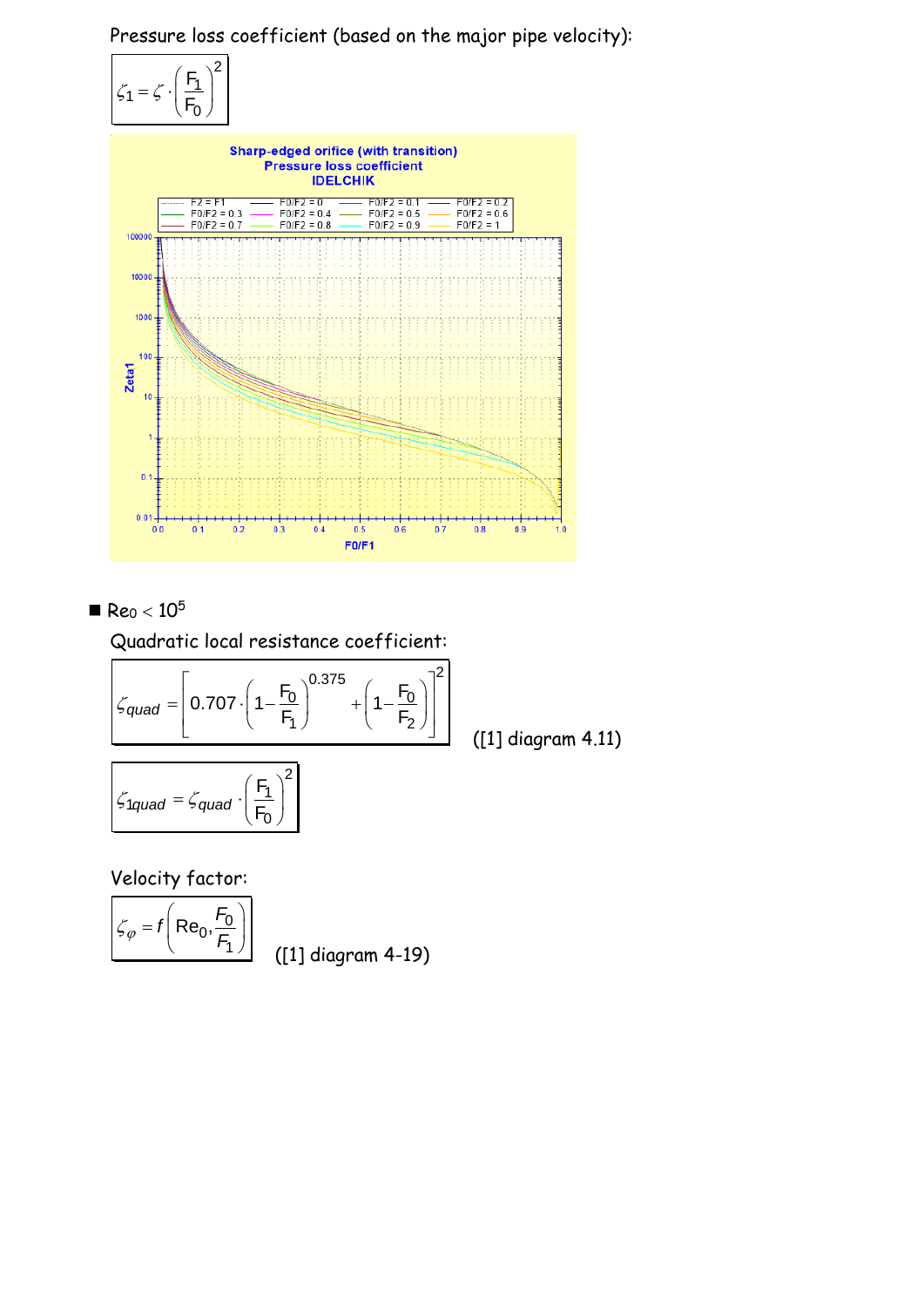Pressure loss coefficient (based on the major pipe velocity):

$$\zeta_1 = \zeta \cdot \left(\frac{F_1}{F_0}\right)^2$$

- $Re_0 < 10^5$

Quadratic local resistance coefficient:

$$\zeta_{quad} = \left[0.707 \cdot \left(1 - \frac{F_0}{F_1}\right)^{0.375} + \left(1 - \frac{F_0}{F_2}\right)\right]^2$$

([1] diagram 4.11)

$$\zeta_{1quad} = \zeta_{quad} \cdot \left(\frac{F_1}{F_0}\right)^2$$

Velocity factor:

$$\zeta_{\varphi} = f\left(Re_0, \frac{F_0}{F_1}\right)$$

([1] diagram 4-19)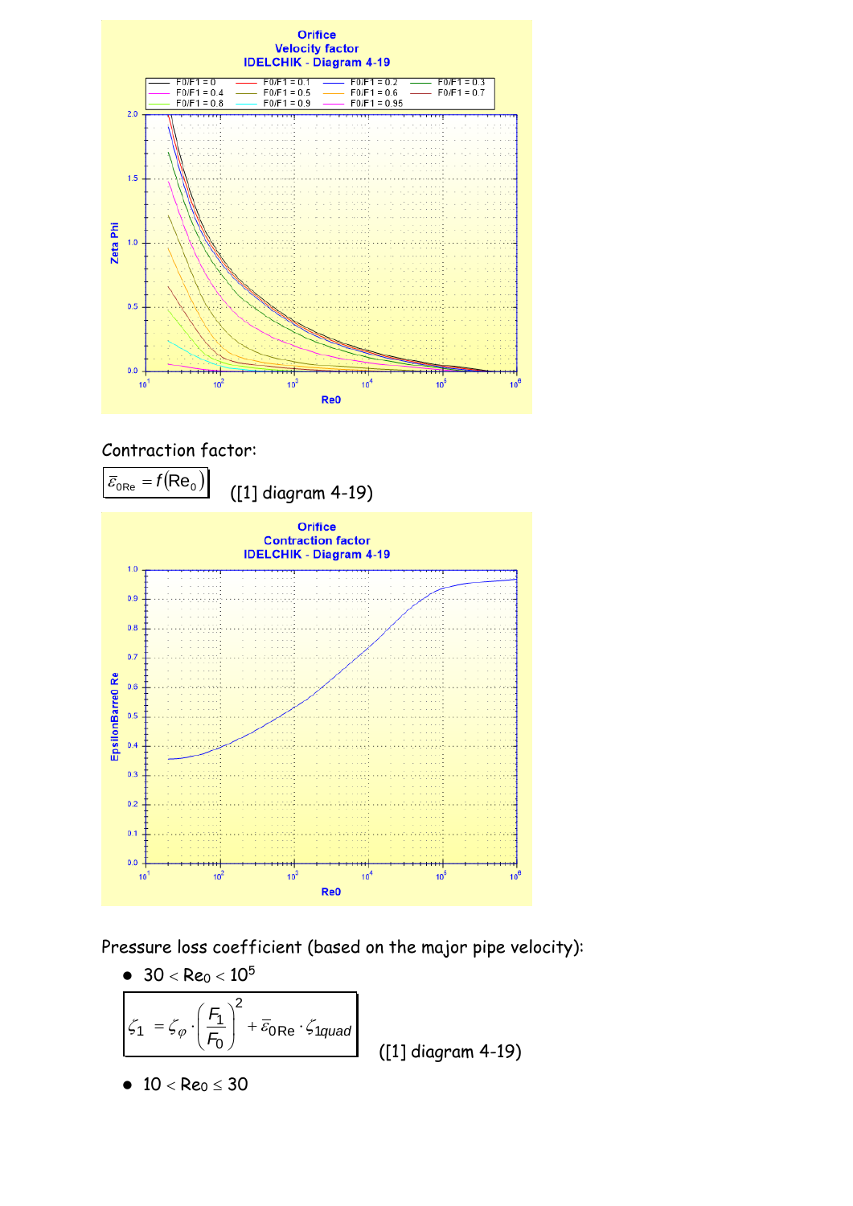Contraction factor:

$$\bar{\varepsilon}_{0Re} = f(Re_0)$$ ([1] diagram 4-19)

Pressure loss coefficient (based on the major pipe velocity):

- $30 < Re_0 < 10^5$

$$\zeta_1 = \zeta_\varphi \cdot \left(\frac{F_1}{F_0}\right)^2 + \bar{\varepsilon}_{0Re} \cdot \zeta_{1quad}$$ ([1] diagram 4-19)

- $10 < Re_0 \leq 30$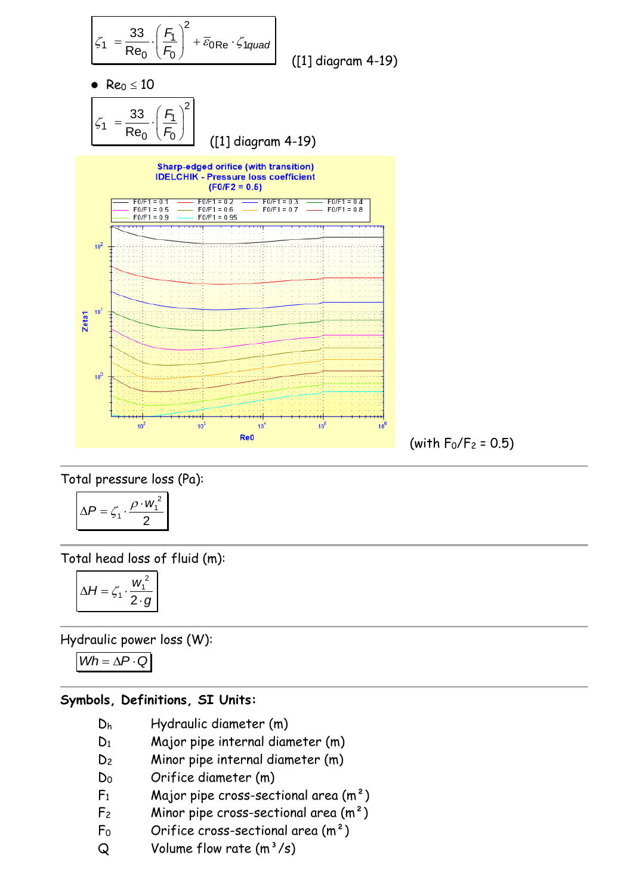$$\zeta_1 = \frac{33}{Re_0} \cdot \left(\frac{F_1}{F_0}\right)^2 + \bar{\varepsilon}_{0Re} \cdot \zeta_{1quad}$$

([1] diagram 4-19)

- $Re_0 \leq 10$

$$\zeta_1 = \frac{33}{Re_0} \cdot \left(\frac{F_1}{F_0}\right)^2$$

([1] diagram 4-19)

(with $F_0/F_2 = 0.5$)

---

Total pressure loss (Pa):

$$\Delta P = \zeta_1 \cdot \frac{\rho \cdot w_1^2}{2}$$

---

Total head loss of fluid (m):

$$\Delta H = \zeta_1 \cdot \frac{w_1^2}{2 \cdot g}$$

---

Hydraulic power loss (W):

$$Wh = \Delta P \cdot Q$$

---

**Symbols, Definitions, SI Units:**

| | |
|---|---|
| $D_h$ | Hydraulic diameter (m) |
| $D_1$ | Major pipe internal diameter (m) |
| $D_2$ | Minor pipe internal diameter (m) |
| $D_0$ | Orifice diameter (m) |
| $F_1$ | Major pipe cross-sectional area (m²) |
| $F_2$ | Minor pipe cross-sectional area (m²) |
| $F_0$ | Orifice cross-sectional area (m²) |
| $Q$ | Volume flow rate (m³/s) |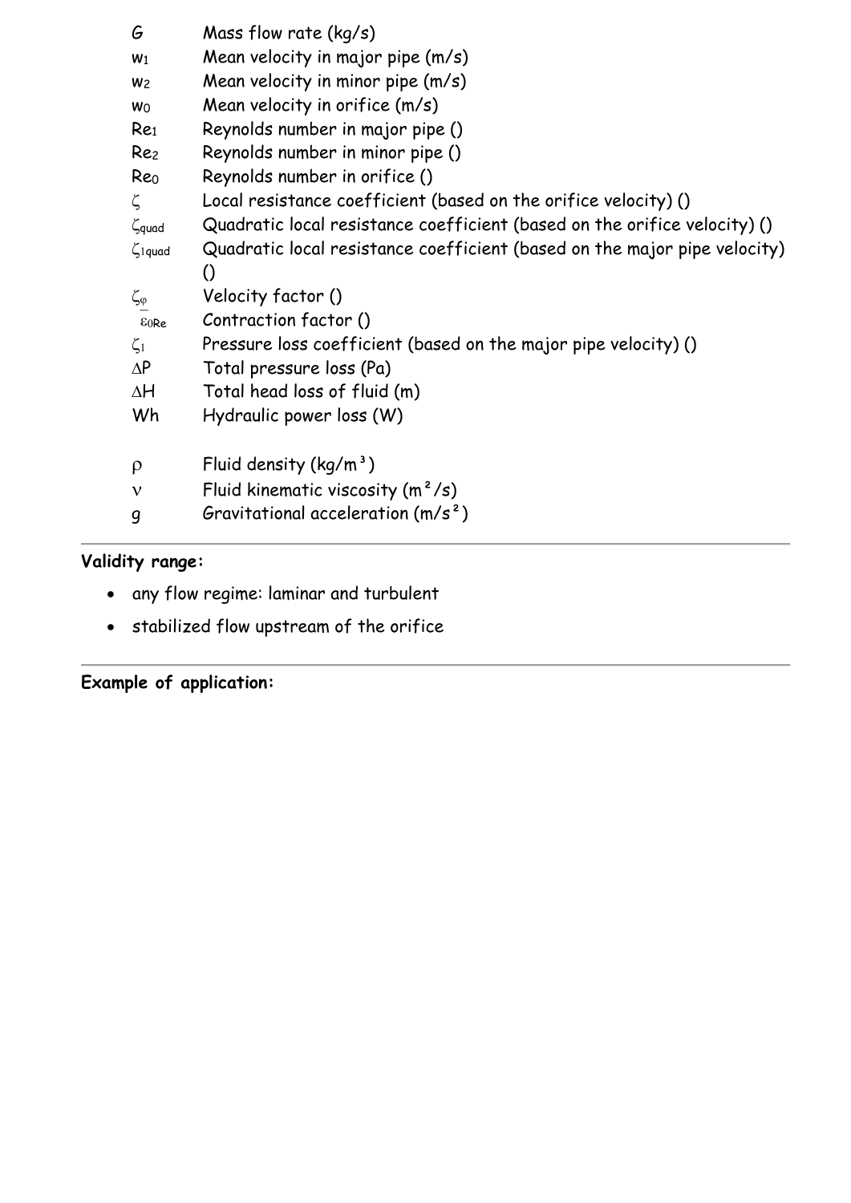| | |
|---|---|
| $G$ | Mass flow rate (kg/s) |
| $w_1$ | Mean velocity in major pipe (m/s) |
| $w_2$ | Mean velocity in minor pipe (m/s) |
| $w_0$ | Mean velocity in orifice (m/s) |
| $Re_1$ | Reynolds number in major pipe () |
| $Re_2$ | Reynolds number in minor pipe () |
| $Re_0$ | Reynolds number in orifice () |
| $\zeta$ | Local resistance coefficient (based on the orifice velocity) () |
| $\zeta_{quad}$ | Quadratic local resistance coefficient (based on the orifice velocity) () |
| $\zeta_{1quad}$ | Quadratic local resistance coefficient (based on the major pipe velocity) () |
| $\zeta_{\varphi}$ | Velocity factor () |
| $\overline{\varepsilon}_{0Re}$ | Contraction factor () |
| $\zeta_1$ | Pressure loss coefficient (based on the major pipe velocity) () |
| $\Delta P$ | Total pressure loss (Pa) |
| $\Delta H$ | Total head loss of fluid (m) |
| Wh | Hydraulic power loss (W) |
| | |
| $\rho$ | Fluid density (kg/m³) |
| $\nu$ | Fluid kinematic viscosity (m²/s) |
| $g$ | Gravitational acceleration (m/s²) |

**Validity range:**

- any flow regime: laminar and turbulent
- stabilized flow upstream of the orifice

**Example of application:**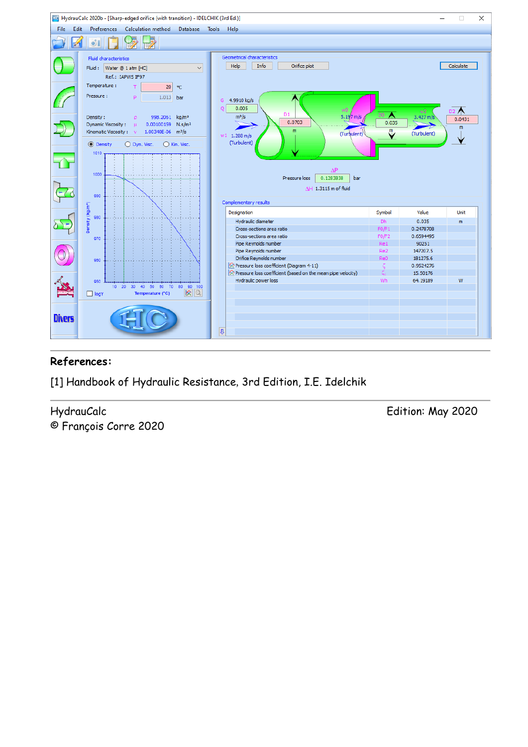HydrauCalc 2020b - [Sharp-edged orifice (with transition) - IDELCHIK (3rd Ed.)]

File Edit Preferences Calculation method Database Tools Help

Fluid characteristics

Fluid : Water @ 1 atm [HC]

Ref.: IAPWS IF97

Temperature : T 20 °C

Pressure : P 1.013 bar

Density : ρ 998.2061 kg/m³

Dynamic Viscosity : μ 0.00100159 N.s/m²

Kinematic Viscosity : ν 1.00340E-06 m²/s

Density Dyn. Visc. Kin. Visc.

1010

1000

990

980

970

960

950

Density (kg/m³)

10 20 30 40 50 60 70 80 90 100

Temperature (°C)

logY

Divers

Geometrical characteristics

Help Info Orifice plot Calculate

G 4.9910 kg/s

Q 0.005 m³/s

w1 1.288 m/s (Turbulent)

D1 0.0703 m

w0 5.197 m/s (Turbulent)

D0 0.035 m

w2 3.427 m/s (Turbulent)

D2 0.0431 m

ΔP Pressure loss 0.1283838 bar

ΔH 1.3115 m of fluid

Complementary results

| Designation | Symbol | Value | Unit |
|---|---|---|---|
| Hydraulic diameter | Dh | 0.035 | m |
| Cross-sections area ratio | F0/F1 | 0.2478708 | |
| Cross-sections area ratio | F0/F2 | 0.6594495 | |
| Pipe Reynolds number | Re1 | 90251 | |
| Pipe Reynolds number | Re2 | 147207.5 | |
| Orifice Reynolds number | Re0 | 181275.6 | |
| Pressure loss coefficient (Diagram 4-13) | ζ | 0.9524276 | |
| Pressure loss coefficient (based on the mean pipe velocity) | ζ | 15.50176 | |
| Hydraulic power loss | Wh | 64.19189 | W |

**References:**

[1] Handbook of Hydraulic Resistance, 3rd Edition, I.E. Idelchik

HydrauCalc
© François Corre 2020

Edition: May 2020